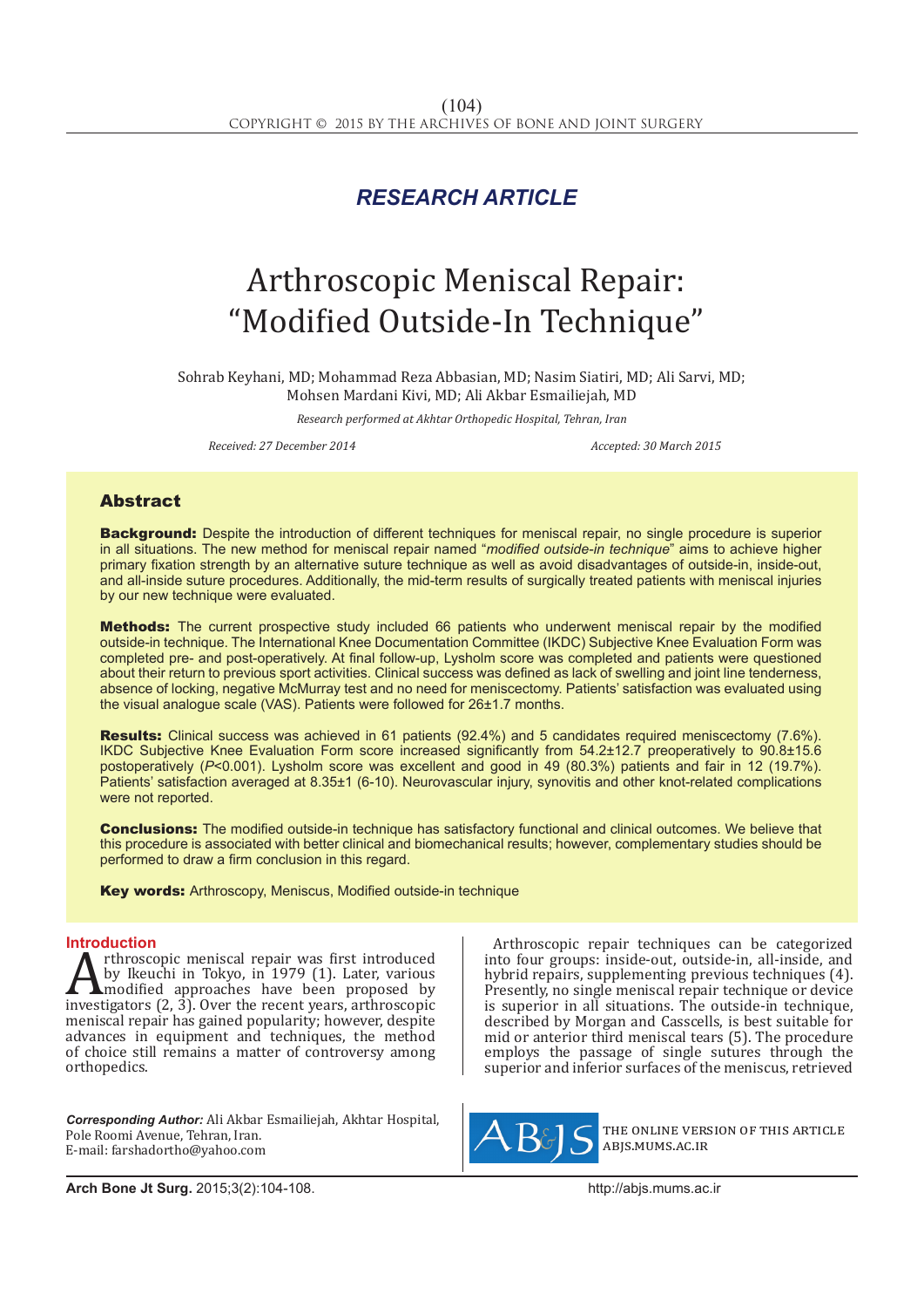*RESEARCH ARTICLE*

# Arthroscopic Meniscal Repair: "Modified Outside-In Technique"

Sohrab Keyhani, MD; Mohammad Reza Abbasian, MD; Nasim Siatiri, MD; Ali Sarvi, MD; Mohsen Mardani Kivi, MD; Ali Akbar Esmailiejah, MD

*Research performed at Akhtar Orthopedic Hospital, Tehran, Iran*

*Received: 27 December 2014* *Accepted: 30 March 2015*

## Abstract

**Background:** Despite the introduction of different techniques for meniscal repair, no single procedure is superior in all situations. The new method for meniscal repair named "*modified outside-in technique*" aims to achieve higher primary fixation strength by an alternative suture technique as well as avoid disadvantages of outside-in, inside-out, and all-inside suture procedures. Additionally, the mid-term results of surgically treated patients with meniscal injuries by our new technique were evaluated.

**Methods:** The current prospective study included 66 patients who underwent meniscal repair by the modified outside-in technique. The International Knee Documentation Committee (IKDC) Subjective Knee Evaluation Form was completed pre- and post-operatively. At final follow-up, Lysholm score was completed and patients were questioned about their return to previous sport activities. Clinical success was defined as lack of swelling and joint line tenderness, absence of locking, negative McMurray test and no need for meniscectomy. Patients' satisfaction was evaluated using the visual analogue scale (VAS). Patients were followed for 26±1.7 months.

**Results:** Clinical success was achieved in 61 patients (92.4%) and 5 candidates required meniscectomy (7.6%). IKDC Subjective Knee Evaluation Form score increased significantly from 54.2±12.7 preoperatively to 90.8±15.6 postoperatively ($P<0.001$). Lysholm score was excellent and good in 49 (80.3%) patients and fair in 12 (19.7%). Patients' satisfaction averaged at 8.35±1 (6-10). Neurovascular injury, synovitis and other knot-related complications were not reported.

**Conclusions:** The modified outside-in technique has satisfactory functional and clinical outcomes. We believe that this procedure is associated with better clinical and biomechanical results; however, complementary studies should be performed to draw a firm conclusion in this regard.

**Key words:** Arthroscopy, Meniscus, Modified outside-in technique

## Introduction

Arthroscopic meniscal repair was first introduced by Ikeuchi in Tokyo, in 1979 (1). Later, various modified approaches have been proposed by investigators (2, 3). Over the recent years, arthroscopic meniscal repair has gained popularity; however, despite advances in equipment and techniques, the method of choice still remains a matter of controversy among orthopedics.

Arthroscopic repair techniques can be categorized into four groups: inside-out, outside-in, all-inside, and hybrid repairs, supplementing previous techniques (4). Presently, no single meniscal repair technique or device is superior in all situations. The outside-in technique, described by Morgan and Casscells, is best suitable for mid or anterior third meniscal tears (5). The procedure employs the passage of single sutures through the superior and inferior surfaces of the meniscus, retrieved

***Corresponding Author:*** Ali Akbar Esmailiejah, Akhtar Hospital, Pole Roomi Avenue, Tehran, Iran.
E-mail: farshadortho@yahoo.com

THE ONLINE VERSION OF THIS ARTICLE ABJS.MUMS.AC.IR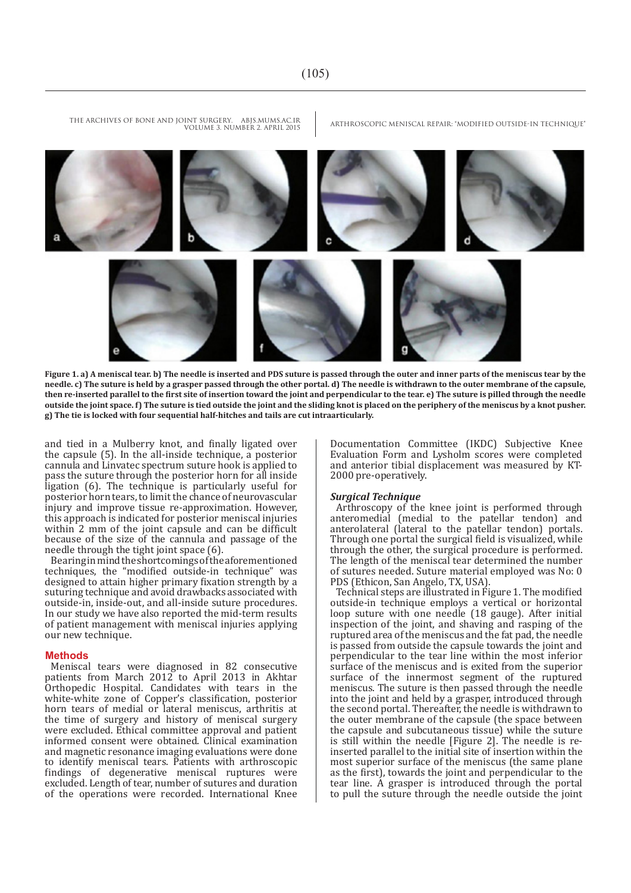Figure 1. a) A meniscal tear. b) The needle is inserted and PDS suture is passed through the outer and inner parts of the meniscus tear by the needle. c) The suture is held by a grasper passed through the other portal. d) The needle is withdrawn to the outer membrane of the capsule, then re-inserted parallel to the first site of insertion toward the joint and perpendicular to the tear. e) The suture is pilled through the needle outside the joint space. f) The suture is tied outside the joint and the sliding knot is placed on the periphery of the meniscus by a knot pusher. g) The tie is locked with four sequential half-hitches and tails are cut intraarticularly.

and tied in a Mulberry knot, and finally ligated over the capsule (5). In the all-inside technique, a posterior cannula and Linvatec spectrum suture hook is applied to pass the suture through the posterior horn for all inside ligation (6). The technique is particularly useful for posterior horn tears, to limit the chance of neurovascular injury and improve tissue re-approximation. However, this approach is indicated for posterior meniscal injuries within 2 mm of the joint capsule and can be difficult because of the size of the cannula and passage of the needle through the tight joint space (6).

Bearing in mind the shortcomings of the aforementioned techniques, the "modified outside-in technique" was designed to attain higher primary fixation strength by a suturing technique and avoid drawbacks associated with outside-in, inside-out, and all-inside suture procedures. In our study we have also reported the mid-term results of patient management with meniscal injuries applying our new technique.

## Methods

Meniscal tears were diagnosed in 82 consecutive patients from March 2012 to April 2013 in Akhtar Orthopedic Hospital. Candidates with tears in the white-white zone of Copper's classification, posterior horn tears of medial or lateral meniscus, arthritis at the time of surgery and history of meniscal surgery were excluded. Ethical committee approval and patient informed consent were obtained. Clinical examination and magnetic resonance imaging evaluations were done to identify meniscal tears. Patients with arthroscopic findings of degenerative meniscal ruptures were excluded. Length of tear, number of sutures and duration of the operations were recorded. International Knee Documentation Committee (IKDC) Subjective Knee Evaluation Form and Lysholm scores were completed and anterior tibial displacement was measured by KT-2000 pre-operatively.

### *Surgical Technique*

Arthroscopy of the knee joint is performed through anteromedial (medial to the patellar tendon) and anterolateral (lateral to the patellar tendon) portals. Through one portal the surgical field is visualized, while through the other, the surgical procedure is performed. The length of the meniscal tear determined the number of sutures needed. Suture material employed was No: 0 PDS (Ethicon, San Angelo, TX, USA).

Technical steps are illustrated in Figure 1. The modified outside-in technique employs a vertical or horizontal loop suture with one needle (18 gauge). After initial inspection of the joint, and shaving and rasping of the ruptured area of the meniscus and the fat pad, the needle is passed from outside the capsule towards the joint and perpendicular to the tear line within the most inferior surface of the meniscus and is exited from the superior surface of the innermost segment of the ruptured meniscus. The suture is then passed through the needle into the joint and held by a grasper, introduced through the second portal. Thereafter, the needle is withdrawn to the outer membrane of the capsule (the space between the capsule and subcutaneous tissue) while the suture is still within the needle [Figure 2]. The needle is re-inserted parallel to the initial site of insertion within the most superior surface of the meniscus (the same plane as the first), towards the joint and perpendicular to the tear line. A grasper is introduced through the portal to pull the suture through the needle outside the joint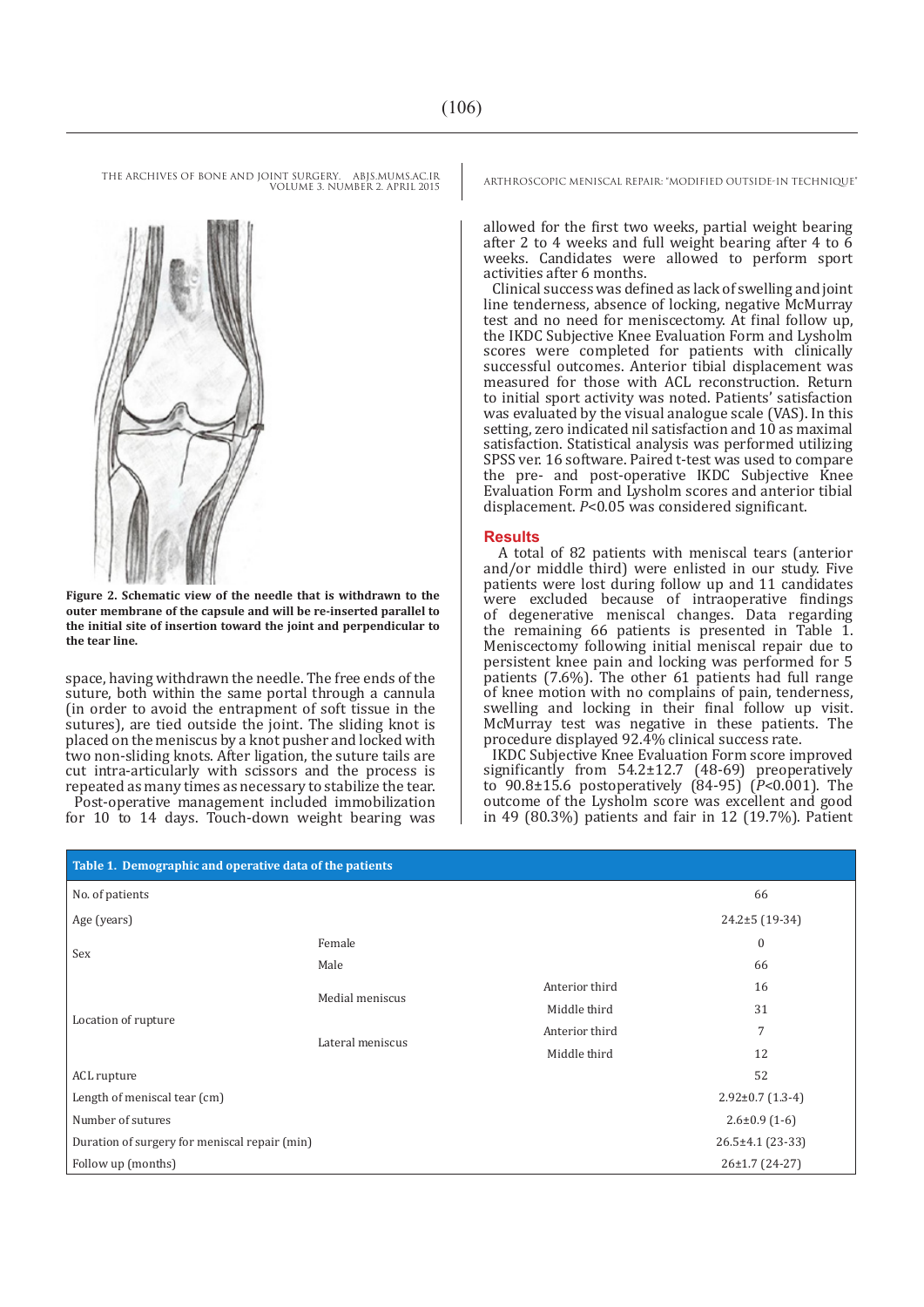**Figure 2. Schematic view of the needle that is withdrawn to the outer membrane of the capsule and will be re-inserted parallel to the initial site of insertion toward the joint and perpendicular to the tear line.**

space, having withdrawn the needle. The free ends of the suture, both within the same portal through a cannula (in order to avoid the entrapment of soft tissue in the sutures), are tied outside the joint. The sliding knot is placed on the meniscus by a knot pusher and locked with two non-sliding knots. After ligation, the suture tails are cut intra-articularly with scissors and the process is repeated as many times as necessary to stabilize the tear.

Post-operative management included immobilization for 10 to 14 days. Touch-down weight bearing was allowed for the first two weeks, partial weight bearing after 2 to 4 weeks and full weight bearing after 4 to 6 weeks. Candidates were allowed to perform sport activities after 6 months.

Clinical success was defined as lack of swelling and joint line tenderness, absence of locking, negative McMurray test and no need for meniscectomy. At final follow up, the IKDC Subjective Knee Evaluation Form and Lysholm scores were completed for patients with clinically successful outcomes. Anterior tibial displacement was measured for those with ACL reconstruction. Return to initial sport activity was noted. Patients' satisfaction was evaluated by the visual analogue scale (VAS). In this setting, zero indicated nil satisfaction and 10 as maximal satisfaction. Statistical analysis was performed utilizing SPSS ver. 16 software. Paired t-test was used to compare the pre- and post-operative IKDC Subjective Knee Evaluation Form and Lysholm scores and anterior tibial displacement. *P*<0.05 was considered significant.

## Results

A total of 82 patients with meniscal tears (anterior and/or middle third) were enlisted in our study. Five patients were lost during follow up and 11 candidates were excluded because of intraoperative findings of degenerative meniscal changes. Data regarding the remaining 66 patients is presented in Table 1. Meniscectomy following initial meniscal repair due to persistent knee pain and locking was performed for 5 patients (7.6%). The other 61 patients had full range of knee motion with no complains of pain, tenderness, swelling and locking in their final follow up visit. McMurray test was negative in these patients. The procedure displayed 92.4% clinical success rate.

IKDC Subjective Knee Evaluation Form score improved significantly from 54.2±12.7 (48-69) preoperatively to 90.8±15.6 postoperatively (84-95) (*P*<0.001). The outcome of the Lysholm score was excellent and good in 49 (80.3%) patients and fair in 12 (19.7%). Patient

**Table 1. Demographic and operative data of the patients**

| | | | |
|---|---|---|---|
| No. of patients | | | 66 |
| Age (years) | | | 24.2±5 (19-34) |
| Sex | Female | | 0 |
| | Male | | 66 |
| Location of rupture | Medial meniscus | Anterior third | 16 |
| | | Middle third | 31 |
| | Lateral meniscus | Anterior third | 7 |
| | | Middle third | 12 |
| ACL rupture | | | 52 |
| Length of meniscal tear (cm) | | | 2.92±0.7 (1.3-4) |
| Number of sutures | | | 2.6±0.9 (1-6) |
| Duration of surgery for meniscal repair (min) | | | 26.5±4.1 (23-33) |
| Follow up (months) | | | 26±1.7 (24-27) |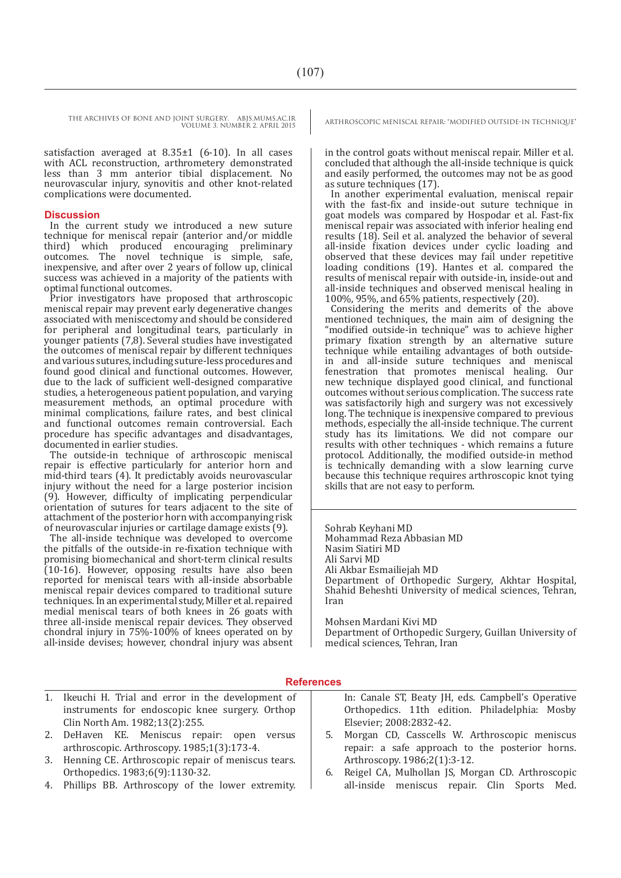satisfaction averaged at 8.35±1 (6-10). In all cases with ACL reconstruction, arthrometery demonstrated less than 3 mm anterior tibial displacement. No neurovascular injury, synovitis and other knot-related complications were documented.

## Discussion

In the current study we introduced a new suture technique for meniscal repair (anterior and/or middle third) which produced encouraging preliminary outcomes. The novel technique is simple, safe, inexpensive, and after over 2 years of follow up, clinical success was achieved in a majority of the patients with optimal functional outcomes.

Prior investigators have proposed that arthroscopic meniscal repair may prevent early degenerative changes associated with meniscectomy and should be considered for peripheral and longitudinal tears, particularly in younger patients (7,8). Several studies have investigated the outcomes of meniscal repair by different techniques and various sutures, including suture-less procedures and found good clinical and functional outcomes. However, due to the lack of sufficient well-designed comparative studies, a heterogeneous patient population, and varying measurement methods, an optimal procedure with minimal complications, failure rates, and best clinical and functional outcomes remain controversial. Each procedure has specific advantages and disadvantages, documented in earlier studies.

The outside-in technique of arthroscopic meniscal repair is effective particularly for anterior horn and mid-third tears (4). It predictably avoids neurovascular injury without the need for a large posterior incision (9). However, difficulty of implicating perpendicular orientation of sutures for tears adjacent to the site of attachment of the posterior horn with accompanying risk of neurovascular injuries or cartilage damage exists (9).

The all-inside technique was developed to overcome the pitfalls of the outside-in re-fixation technique with promising biomechanical and short-term clinical results (10-16). However, opposing results have also been reported for meniscal tears with all-inside absorbable meniscal repair devices compared to traditional suture techniques. In an experimental study, Miller et al. repaired medial meniscal tears of both knees in 26 goats with three all-inside meniscal repair devices. They observed chondral injury in 75%-100% of knees operated on by all-inside devises; however, chondral injury was absent in the control goats without meniscal repair. Miller et al. concluded that although the all-inside technique is quick and easily performed, the outcomes may not be as good as suture techniques (17).

In another experimental evaluation, meniscal repair with the fast-fix and inside-out suture technique in goat models was compared by Hospodar et al. Fast-fix meniscal repair was associated with inferior healing end results (18). Seil et al. analyzed the behavior of several all-inside fixation devices under cyclic loading and observed that these devices may fail under repetitive loading conditions (19). Hantes et al. compared the results of meniscal repair with outside-in, inside-out and all-inside techniques and observed meniscal healing in 100%, 95%, and 65% patients, respectively (20).

Considering the merits and demerits of the above mentioned techniques, the main aim of designing the "modified outside-in technique" was to achieve higher primary fixation strength by an alternative suture technique while entailing advantages of both outside-in and all-inside suture techniques and meniscal fenestration that promotes meniscal healing. Our new technique displayed good clinical, and functional outcomes without serious complication. The success rate was satisfactorily high and surgery was not excessively long. The technique is inexpensive compared to previous methods, especially the all-inside technique. The current study has its limitations. We did not compare our results with other techniques - which remains a future protocol. Additionally, the modified outside-in method is technically demanding with a slow learning curve because this technique requires arthroscopic knot tying skills that are not easy to perform.

Sohrab Keyhani MD
Mohammad Reza Abbasian MD
Nasim Siatiri MD
Ali Sarvi MD
Ali Akbar Esmailiejah MD
Department of Orthopedic Surgery, Akhtar Hospital, Shahid Beheshti University of medical sciences, Tehran, Iran

Mohsen Mardani Kivi MD
Department of Orthopedic Surgery, Guillan University of medical sciences, Tehran, Iran

## References

1. Ikeuchi H. Trial and error in the development of instruments for endoscopic knee surgery. Orthop Clin North Am. 1982;13(2):255.
2. DeHaven KE. Meniscus repair: open versus arthroscopic. Arthroscopy. 1985;1(3):173-4.
3. Henning CE. Arthroscopic repair of meniscus tears. Orthopedics. 1983;6(9):1130-32.
4. Phillips BB. Arthroscopy of the lower extremity. In: Canale ST, Beaty JH, eds. Campbell's Operative Orthopedics. 11th edition. Philadelphia: Mosby Elsevier; 2008:2832-42.
5. Morgan CD, Casscells W. Arthroscopic meniscus repair: a safe approach to the posterior horns. Arthroscopy. 1986;2(1):3-12.
6. Reigel CA, Mulhollan JS, Morgan CD. Arthroscopic all-inside meniscus repair. Clin Sports Med.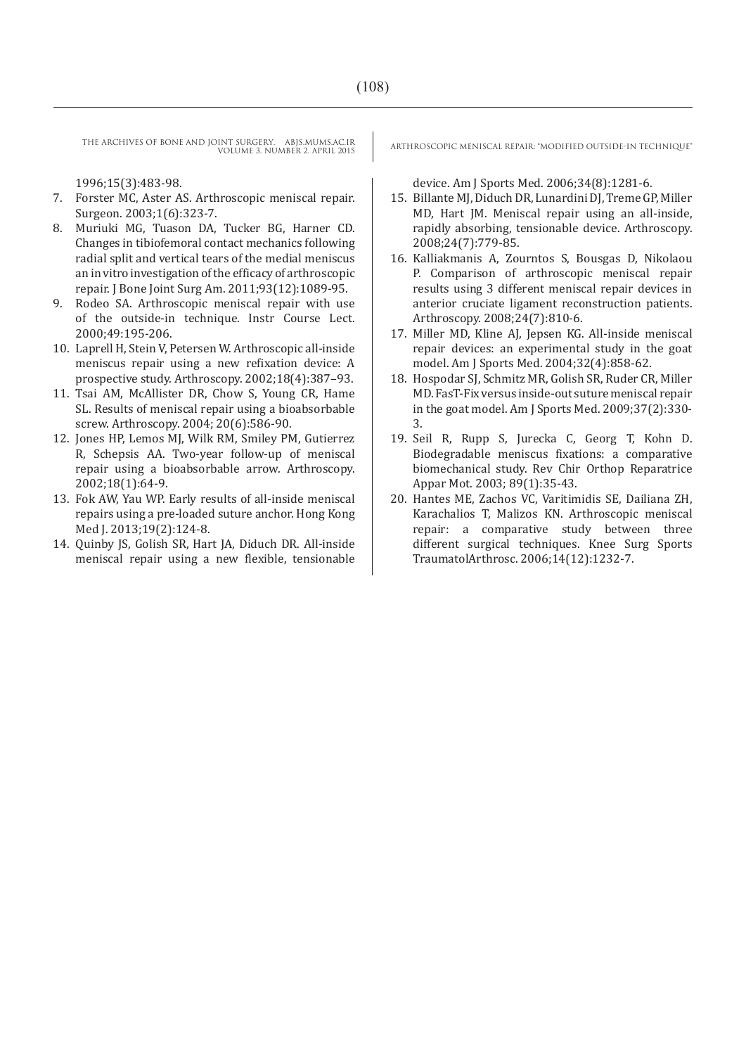1996;15(3):483-98.

7. Forster MC, Aster AS. Arthroscopic meniscal repair. Surgeon. 2003;1(6):323-7.
8. Muriuki MG, Tuason DA, Tucker BG, Harner CD. Changes in tibiofemoral contact mechanics following radial split and vertical tears of the medial meniscus an in vitro investigation of the efficacy of arthroscopic repair. J Bone Joint Surg Am. 2011;93(12):1089-95.
9. Rodeo SA. Arthroscopic meniscal repair with use of the outside-in technique. Instr Course Lect. 2000;49:195-206.
10. Laprell H, Stein V, Petersen W. Arthroscopic all-inside meniscus repair using a new refixation device: A prospective study. Arthroscopy. 2002;18(4):387–93.
11. Tsai AM, McAllister DR, Chow S, Young CR, Hame SL. Results of meniscal repair using a bioabsorbable screw. Arthroscopy. 2004; 20(6):586-90.
12. Jones HP, Lemos MJ, Wilk RM, Smiley PM, Gutierrez R, Schepsis AA. Two-year follow-up of meniscal repair using a bioabsorbable arrow. Arthroscopy. 2002;18(1):64-9.
13. Fok AW, Yau WP. Early results of all-inside meniscal repairs using a pre-loaded suture anchor. Hong Kong Med J. 2013;19(2):124-8.
14. Quinby JS, Golish SR, Hart JA, Diduch DR. All-inside meniscal repair using a new flexible, tensionable device. Am J Sports Med. 2006;34(8):1281-6.
15. Billante MJ, Diduch DR, Lunardini DJ, Treme GP, Miller MD, Hart JM. Meniscal repair using an all-inside, rapidly absorbing, tensionable device. Arthroscopy. 2008;24(7):779-85.
16. Kalliakmanis A, Zourntos S, Bousgas D, Nikolaou P. Comparison of arthroscopic meniscal repair results using 3 different meniscal repair devices in anterior cruciate ligament reconstruction patients. Arthroscopy. 2008;24(7):810-6.
17. Miller MD, Kline AJ, Jepsen KG. All-inside meniscal repair devices: an experimental study in the goat model. Am J Sports Med. 2004;32(4):858-62.
18. Hospodar SJ, Schmitz MR, Golish SR, Ruder CR, Miller MD. FasT-Fix versus inside-out suture meniscal repair in the goat model. Am J Sports Med. 2009;37(2):330-3.
19. Seil R, Rupp S, Jurecka C, Georg T, Kohn D. Biodegradable meniscus fixations: a comparative biomechanical study. Rev Chir Orthop Reparatrice Appar Mot. 2003; 89(1):35-43.
20. Hantes ME, Zachos VC, Varitimidis SE, Dailiana ZH, Karachalios T, Malizos KN. Arthroscopic meniscal repair: a comparative study between three different surgical techniques. Knee Surg Sports TraumatolArthrosc. 2006;14(12):1232-7.